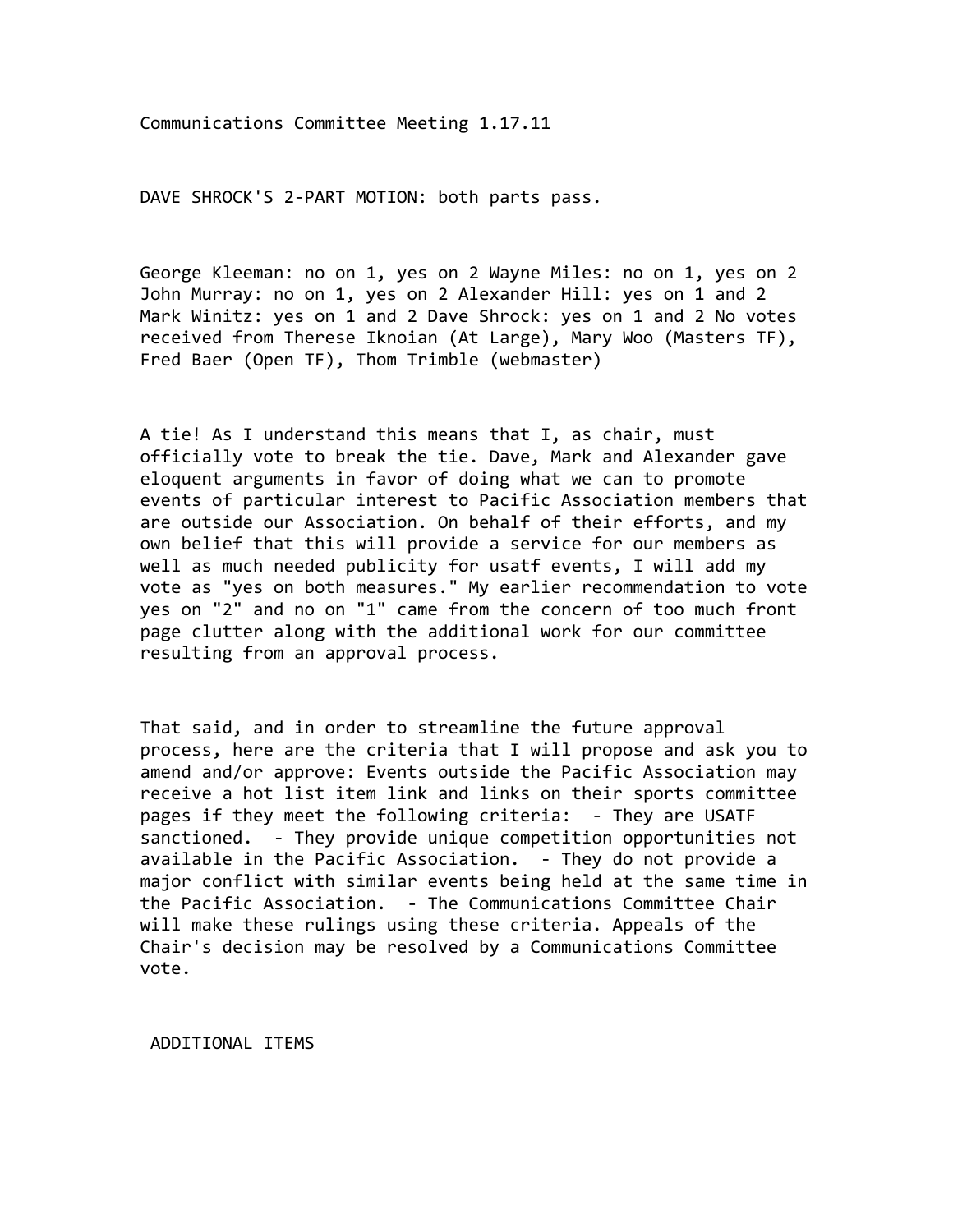Communications Committee Meeting 1.17.11

DAVE SHROCK'S 2-PART MOTION: both parts pass.

George Kleeman: no on 1, yes on 2 Wayne Miles: no on 1, yes on 2 John Murray: no on 1, yes on 2 Alexander Hill: yes on 1 and 2 Mark Winitz: yes on 1 and 2 Dave Shrock: yes on 1 and 2 No votes received from Therese Iknoian (At Large), Mary Woo (Masters TF), Fred Baer (Open TF), Thom Trimble (webmaster)

A tie! As I understand this means that I, as chair, must officially vote to break the tie. Dave, Mark and Alexander gave eloquent arguments in favor of doing what we can to promote events of particular interest to Pacific Association members that are outside our Association. On behalf of their efforts, and my own belief that this will provide a service for our members as well as much needed publicity for usatf events, I will add my vote as "yes on both measures." My earlier recommendation to vote yes on "2" and no on "1" came from the concern of too much front page clutter along with the additional work for our committee resulting from an approval process.

That said, and in order to streamline the future approval process, here are the criteria that I will propose and ask you to amend and/or approve: Events outside the Pacific Association may receive a hot list item link and links on their sports committee pages if they meet the following criteria: - They are USATF sanctioned. - They provide unique competition opportunities not available in the Pacific Association. - They do not provide a major conflict with similar events being held at the same time in the Pacific Association. - The Communications Committee Chair will make these rulings using these criteria. Appeals of the Chair's decision may be resolved by a Communications Committee vote.

ADDITIONAL ITEMS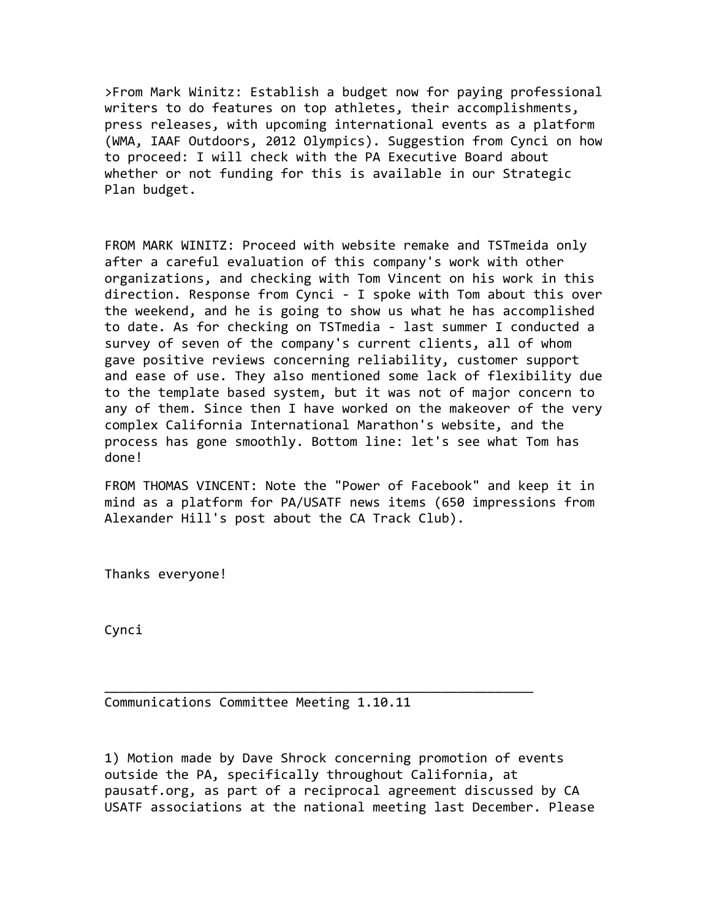>From Mark Winitz: Establish a budget now for paying professional writers to do features on top athletes, their accomplishments, press releases, with upcoming international events as a platform (WMA, IAAF Outdoors, 2012 Olympics). Suggestion from Cynci on how to proceed: I will check with the PA Executive Board about whether or not funding for this is available in our Strategic Plan budget.

FROM MARK WINITZ: Proceed with website remake and TSTmeida only after a careful evaluation of this company's work with other organizations, and checking with Tom Vincent on his work in this direction. Response from Cynci - I spoke with Tom about this over the weekend, and he is going to show us what he has accomplished to date. As for checking on TSTmedia - last summer I conducted a survey of seven of the company's current clients, all of whom gave positive reviews concerning reliability, customer support and ease of use. They also mentioned some lack of flexibility due to the template based system, but it was not of major concern to any of them. Since then I have worked on the makeover of the very complex California International Marathon's website, and the process has gone smoothly. Bottom line: let's see what Tom has done!

FROM THOMAS VINCENT: Note the "Power of Facebook" and keep it in mind as a platform for PA/USATF news items (650 impressions from Alexander Hill's post about the CA Track Club).

Thanks everyone!

Cynci

---

Communications Committee Meeting 1.10.11

1) Motion made by Dave Shrock concerning promotion of events outside the PA, specifically throughout California, at pausatf.org, as part of a reciprocal agreement discussed by CA USATF associations at the national meeting last December. Please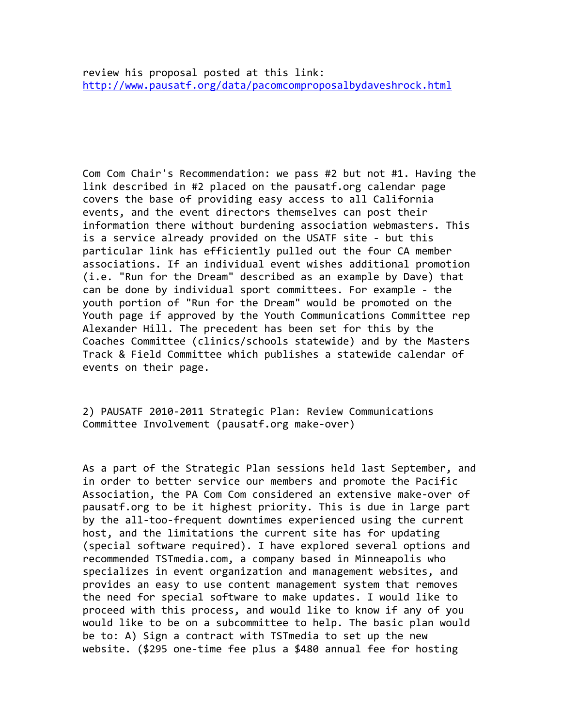review his proposal posted at this link: http://www.pausatf.org/data/pacomcomproposalbydaveshrock.html

Com Com Chair's Recommendation: we pass #2 but not #1. Having the link described in #2 placed on the pausatf.org calendar page covers the base of providing easy access to all California events, and the event directors themselves can post their information there without burdening association webmasters. This is a service already provided on the USATF site - but this particular link has efficiently pulled out the four CA member associations. If an individual event wishes additional promotion (i.e. "Run for the Dream" described as an example by Dave) that can be done by individual sport committees. For example - the youth portion of "Run for the Dream" would be promoted on the Youth page if approved by the Youth Communications Committee rep Alexander Hill. The precedent has been set for this by the Coaches Committee (clinics/schools statewide) and by the Masters Track & Field Committee which publishes a statewide calendar of events on their page.

2) PAUSATF 2010-2011 Strategic Plan: Review Communications Committee Involvement (pausatf.org make-over)

As a part of the Strategic Plan sessions held last September, and in order to better service our members and promote the Pacific Association, the PA Com Com considered an extensive make-over of pausatf.org to be it highest priority. This is due in large part by the all-too-frequent downtimes experienced using the current host, and the limitations the current site has for updating (special software required). I have explored several options and recommended TSTmedia.com, a company based in Minneapolis who specializes in event organization and management websites, and provides an easy to use content management system that removes the need for special software to make updates. I would like to proceed with this process, and would like to know if any of you would like to be on a subcommittee to help. The basic plan would be to: A) Sign a contract with TSTmedia to set up the new website. ($295 one-time fee plus a $480 annual fee for hosting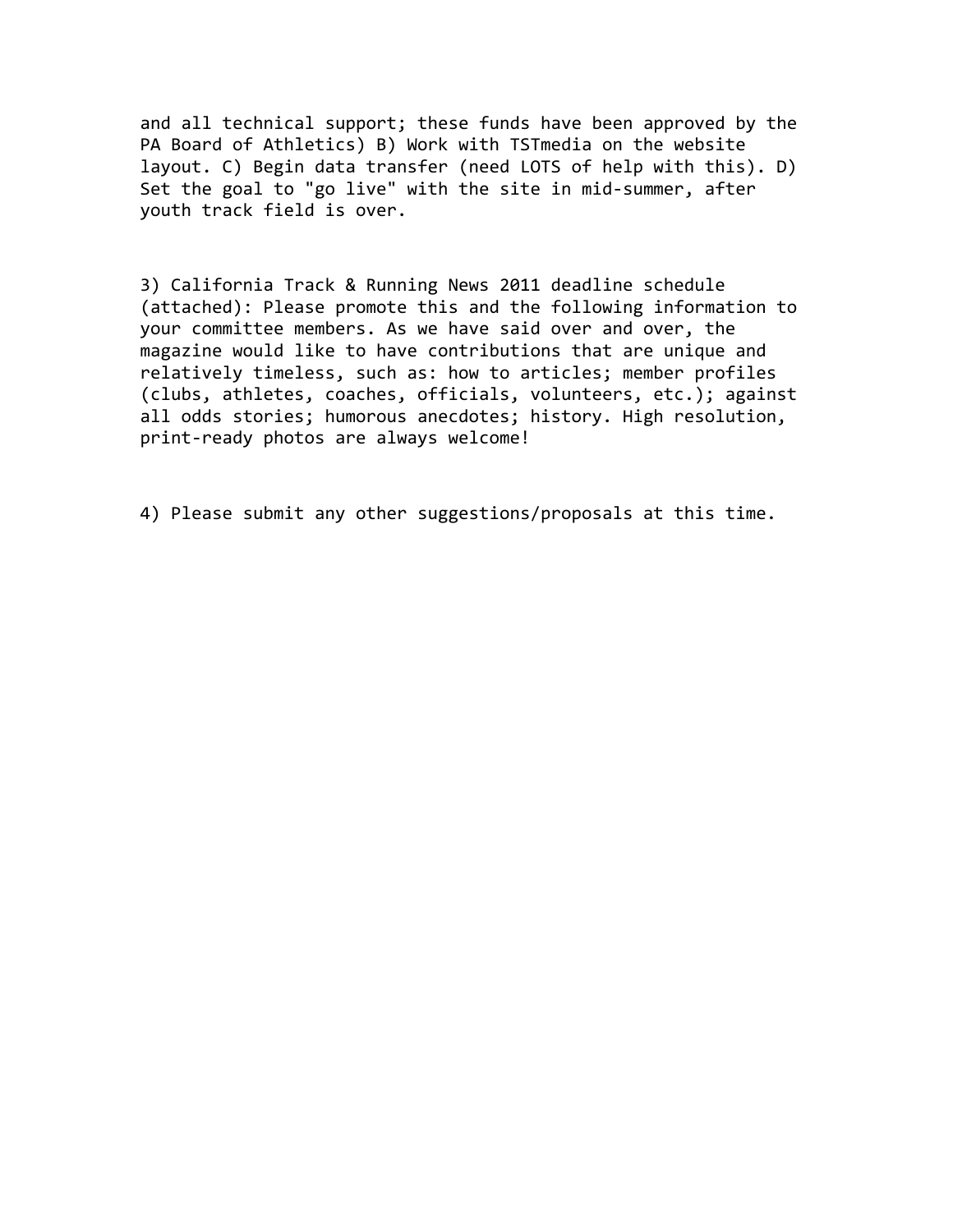and all technical support; these funds have been approved by the PA Board of Athletics) B) Work with TSTmedia on the website layout. C) Begin data transfer (need LOTS of help with this). D) Set the goal to "go live" with the site in mid-summer, after youth track field is over.

3) California Track & Running News 2011 deadline schedule (attached): Please promote this and the following information to your committee members. As we have said over and over, the magazine would like to have contributions that are unique and relatively timeless, such as: how to articles; member profiles (clubs, athletes, coaches, officials, volunteers, etc.); against all odds stories; humorous anecdotes; history. High resolution, print-ready photos are always welcome!

4) Please submit any other suggestions/proposals at this time.